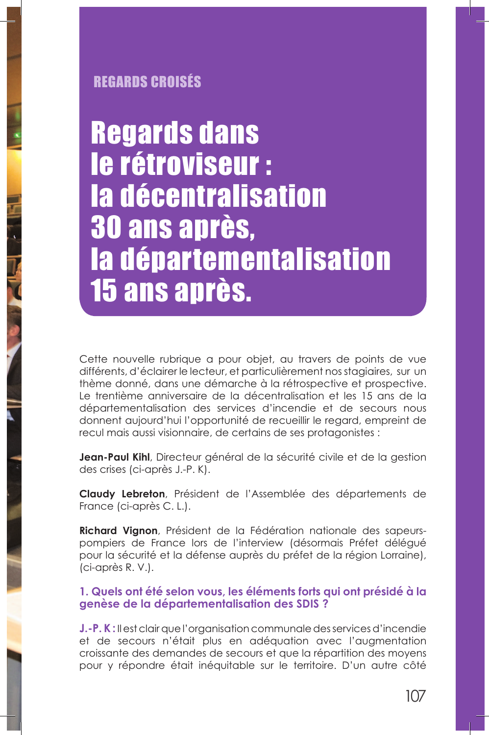REGARDS CROISÉS

# Regards dans le rétroviseur : la décentralisation 30 ans après, la départementalisation 15 ans après.

Cette nouvelle rubrique a pour objet, au travers de points de vue différents, d'éclairer le lecteur, et particulièrement nos stagiaires, sur un thème donné, dans une démarche à la rétrospective et prospective. Le trentième anniversaire de la décentralisation et les 15 ans de la départementalisation des services d'incendie et de secours nous donnent aujourd'hui l'opportunité de recueillir le regard, empreint de recul mais aussi visionnaire, de certains de ses protagonistes :

**Jean-Paul Kihl**, Directeur général de la sécurité civile et de la gestion des crises (ci-après J.-P. K).

**Claudy Lebreton**, Président de l'Assemblée des départements de France (ci-après C. L.).

**Richard Vignon**, Président de la Fédération nationale des sapeurs-pompiers de France lors de l'interview (désormais Préfet délégué pour la sécurité et la défense auprès du préfet de la région Lorraine), (ci-après R. V.).

### 1. Quels ont été selon vous, les éléments forts qui ont présidé à la genèse de la départementalisation des SDIS ?

**J.-P. K :** Il est clair que l'organisation communale des services d'incendie et de secours n'était plus en adéquation avec l'augmentation croissante des demandes de secours et que la répartition des moyens pour y répondre était inéquitable sur le territoire. D'un autre côté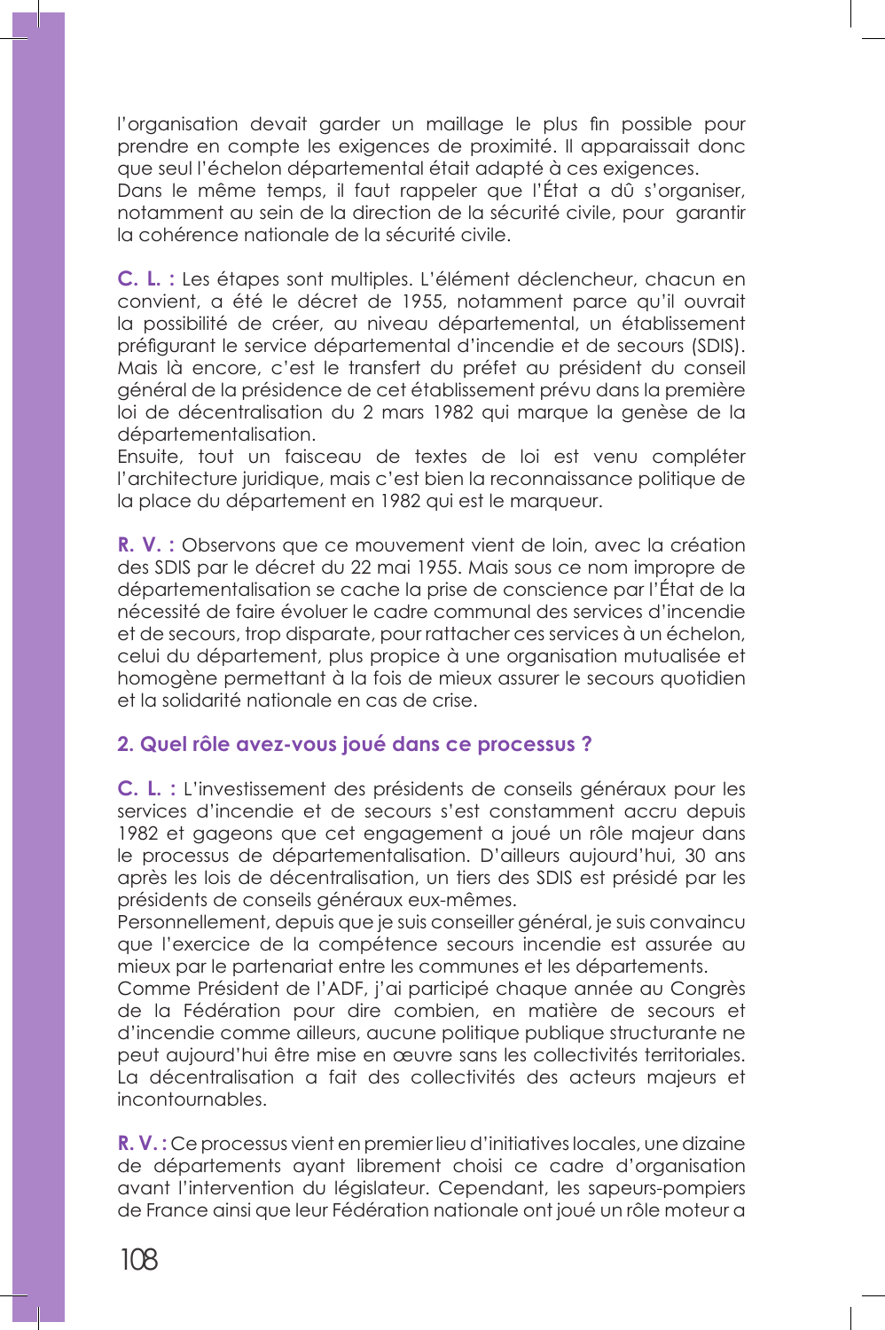l'organisation devait garder un maillage le plus fin possible pour prendre en compte les exigences de proximité. Il apparaissait donc que seul l'échelon départemental était adapté à ces exigences.
Dans le même temps, il faut rappeler que l'État a dû s'organiser, notamment au sein de la direction de la sécurité civile, pour garantir la cohérence nationale de la sécurité civile.

**C. L. :** Les étapes sont multiples. L'élément déclencheur, chacun en convient, a été le décret de 1955, notamment parce qu'il ouvrait la possibilité de créer, au niveau départemental, un établissement préfigurant le service départemental d'incendie et de secours (SDIS). Mais là encore, c'est le transfert du préfet au président du conseil général de la présidence de cet établissement prévu dans la première loi de décentralisation du 2 mars 1982 qui marque la genèse de la départementalisation.
Ensuite, tout un faisceau de textes de loi est venu compléter l'architecture juridique, mais c'est bien la reconnaissance politique de la place du département en 1982 qui est le marqueur.

**R. V. :** Observons que ce mouvement vient de loin, avec la création des SDIS par le décret du 22 mai 1955. Mais sous ce nom impropre de départementalisation se cache la prise de conscience par l'État de la nécessité de faire évoluer le cadre communal des services d'incendie et de secours, trop disparate, pour rattacher ces services à un échelon, celui du département, plus propice à une organisation mutualisée et homogène permettant à la fois de mieux assurer le secours quotidien et la solidarité nationale en cas de crise.

## 2. Quel rôle avez-vous joué dans ce processus ?

**C. L. :** L'investissement des présidents de conseils généraux pour les services d'incendie et de secours s'est constamment accru depuis 1982 et gageons que cet engagement a joué un rôle majeur dans le processus de départementalisation. D'ailleurs aujourd'hui, 30 ans après les lois de décentralisation, un tiers des SDIS est présidé par les présidents de conseils généraux eux-mêmes.
Personnellement, depuis que je suis conseiller général, je suis convaincu que l'exercice de la compétence secours incendie est assurée au mieux par le partenariat entre les communes et les départements.
Comme Président de l'ADF, j'ai participé chaque année au Congrès de la Fédération pour dire combien, en matière de secours et d'incendie comme ailleurs, aucune politique publique structurante ne peut aujourd'hui être mise en œuvre sans les collectivités territoriales. La décentralisation a fait des collectivités des acteurs majeurs et incontournables.

**R. V. :** Ce processus vient en premier lieu d'initiatives locales, une dizaine de départements ayant librement choisi ce cadre d'organisation avant l'intervention du législateur. Cependant, les sapeurs-pompiers de France ainsi que leur Fédération nationale ont joué un rôle moteur a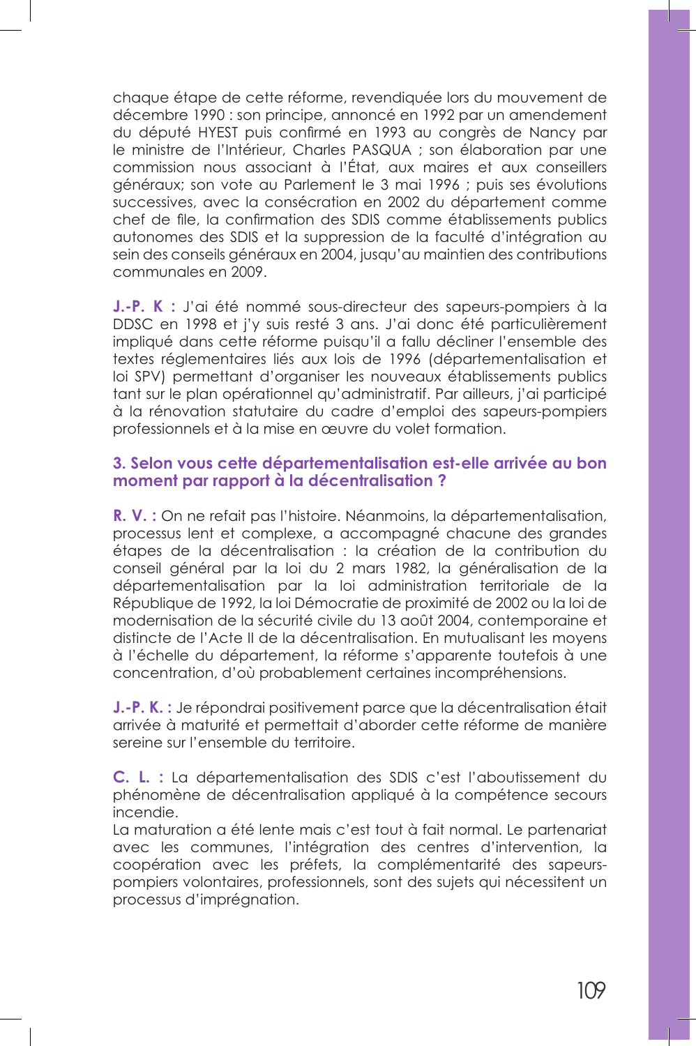chaque étape de cette réforme, revendiquée lors du mouvement de décembre 1990 : son principe, annoncé en 1992 par un amendement du député HYEST puis confirmé en 1993 au congrès de Nancy par le ministre de l'Intérieur, Charles PASQUA ; son élaboration par une commission nous associant à l'État, aux maires et aux conseillers généraux; son vote au Parlement le 3 mai 1996 ; puis ses évolutions successives, avec la consécration en 2002 du département comme chef de file, la confirmation des SDIS comme établissements publics autonomes des SDIS et la suppression de la faculté d'intégration au sein des conseils généraux en 2004, jusqu'au maintien des contributions communales en 2009.

**J.-P. K :** J'ai été nommé sous-directeur des sapeurs-pompiers à la DDSC en 1998 et j'y suis resté 3 ans. J'ai donc été particulièrement impliqué dans cette réforme puisqu'il a fallu décliner l'ensemble des textes réglementaires liés aux lois de 1996 (départementalisation et loi SPV) permettant d'organiser les nouveaux établissements publics tant sur le plan opérationnel qu'administratif. Par ailleurs, j'ai participé à la rénovation statutaire du cadre d'emploi des sapeurs-pompiers professionnels et à la mise en œuvre du volet formation.

### 3. Selon vous cette départementalisation est-elle arrivée au bon moment par rapport à la décentralisation ?

**R. V. :** On ne refait pas l'histoire. Néanmoins, la départementalisation, processus lent et complexe, a accompagné chacune des grandes étapes de la décentralisation : la création de la contribution du conseil général par la loi du 2 mars 1982, la généralisation de la départementalisation par la loi administration territoriale de la République de 1992, la loi Démocratie de proximité de 2002 ou la loi de modernisation de la sécurité civile du 13 août 2004, contemporaine et distincte de l'Acte II de la décentralisation. En mutualisant les moyens à l'échelle du département, la réforme s'apparente toutefois à une concentration, d'où probablement certaines incompréhensions.

**J.-P. K. :** Je répondrai positivement parce que la décentralisation était arrivée à maturité et permettait d'aborder cette réforme de manière sereine sur l'ensemble du territoire.

**C. L. :** La départementalisation des SDIS c'est l'aboutissement du phénomène de décentralisation appliqué à la compétence secours incendie.
La maturation a été lente mais c'est tout à fait normal. Le partenariat avec les communes, l'intégration des centres d'intervention, la coopération avec les préfets, la complémentarité des sapeurs-pompiers volontaires, professionnels, sont des sujets qui nécessitent un processus d'imprégnation.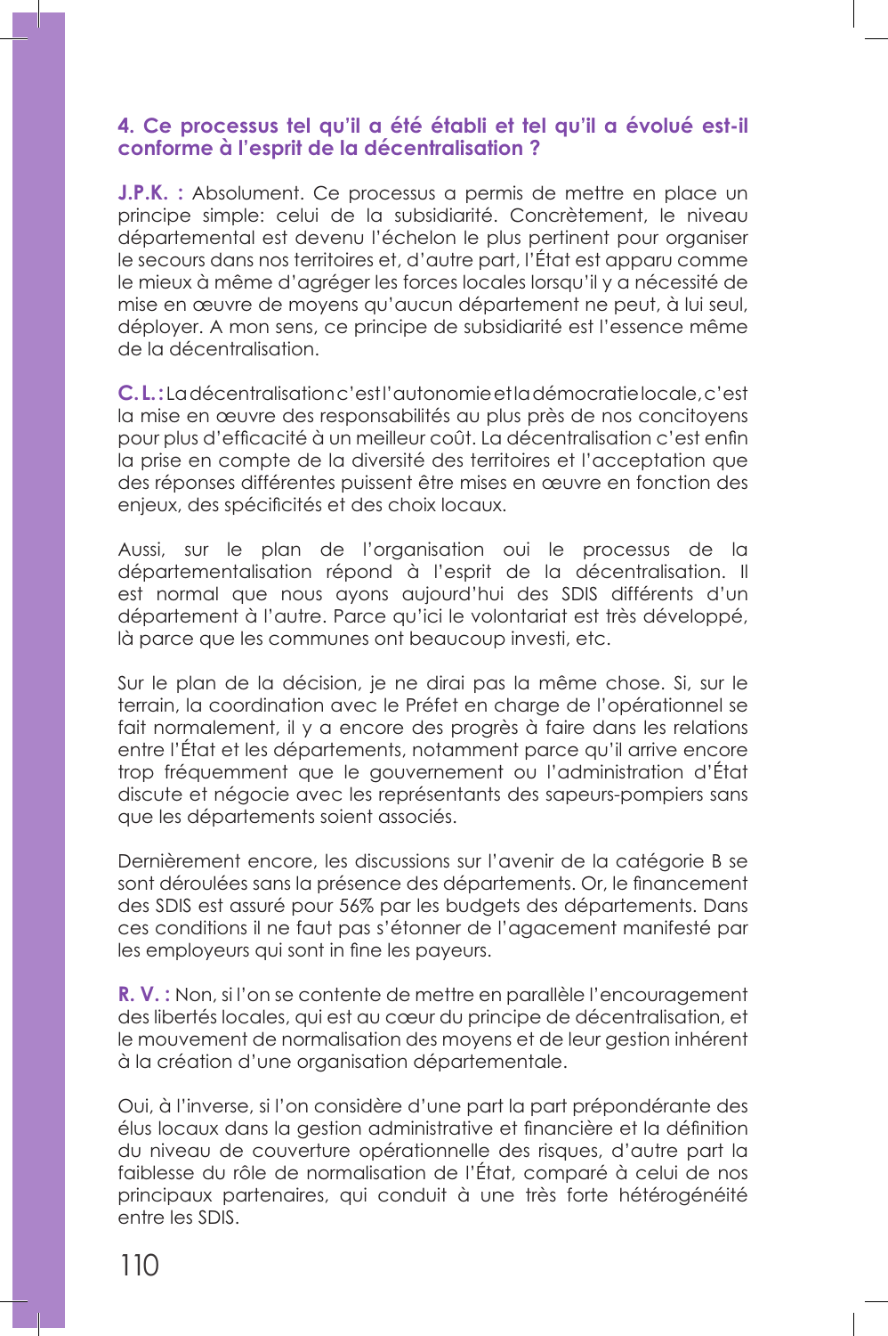**4. Ce processus tel qu'il a été établi et tel qu'il a évolué est-il conforme à l'esprit de la décentralisation ?**

**J.P.K. :** Absolument. Ce processus a permis de mettre en place un principe simple: celui de la subsidiarité. Concrètement, le niveau départemental est devenu l'échelon le plus pertinent pour organiser le secours dans nos territoires et, d'autre part, l'État est apparu comme le mieux à même d'agréger les forces locales lorsqu'il y a nécessité de mise en œuvre de moyens qu'aucun département ne peut, à lui seul, déployer. A mon sens, ce principe de subsidiarité est l'essence même de la décentralisation.

**C. L. :** La décentralisation c'est l'autonomie et la démocratie locale, c'est la mise en œuvre des responsabilités au plus près de nos concitoyens pour plus d'efficacité à un meilleur coût. La décentralisation c'est enfin la prise en compte de la diversité des territoires et l'acceptation que des réponses différentes puissent être mises en œuvre en fonction des enjeux, des spécificités et des choix locaux.

Aussi, sur le plan de l'organisation oui le processus de la départementalisation répond à l'esprit de la décentralisation. Il est normal que nous ayons aujourd'hui des SDIS différents d'un département à l'autre. Parce qu'ici le volontariat est très développé, là parce que les communes ont beaucoup investi, etc.

Sur le plan de la décision, je ne dirai pas la même chose. Si, sur le terrain, la coordination avec le Préfet en charge de l'opérationnel se fait normalement, il y a encore des progrès à faire dans les relations entre l'État et les départements, notamment parce qu'il arrive encore trop fréquemment que le gouvernement ou l'administration d'État discute et négocie avec les représentants des sapeurs-pompiers sans que les départements soient associés.

Dernièrement encore, les discussions sur l'avenir de la catégorie B se sont déroulées sans la présence des départements. Or, le financement des SDIS est assuré pour 56% par les budgets des départements. Dans ces conditions il ne faut pas s'étonner de l'agacement manifesté par les employeurs qui sont in fine les payeurs.

**R. V. :** Non, si l'on se contente de mettre en parallèle l'encouragement des libertés locales, qui est au cœur du principe de décentralisation, et le mouvement de normalisation des moyens et de leur gestion inhérent à la création d'une organisation départementale.

Oui, à l'inverse, si l'on considère d'une part la part prépondérante des élus locaux dans la gestion administrative et financière et la définition du niveau de couverture opérationnelle des risques, d'autre part la faiblesse du rôle de normalisation de l'État, comparé à celui de nos principaux partenaires, qui conduit à une très forte hétérogénéité entre les SDIS.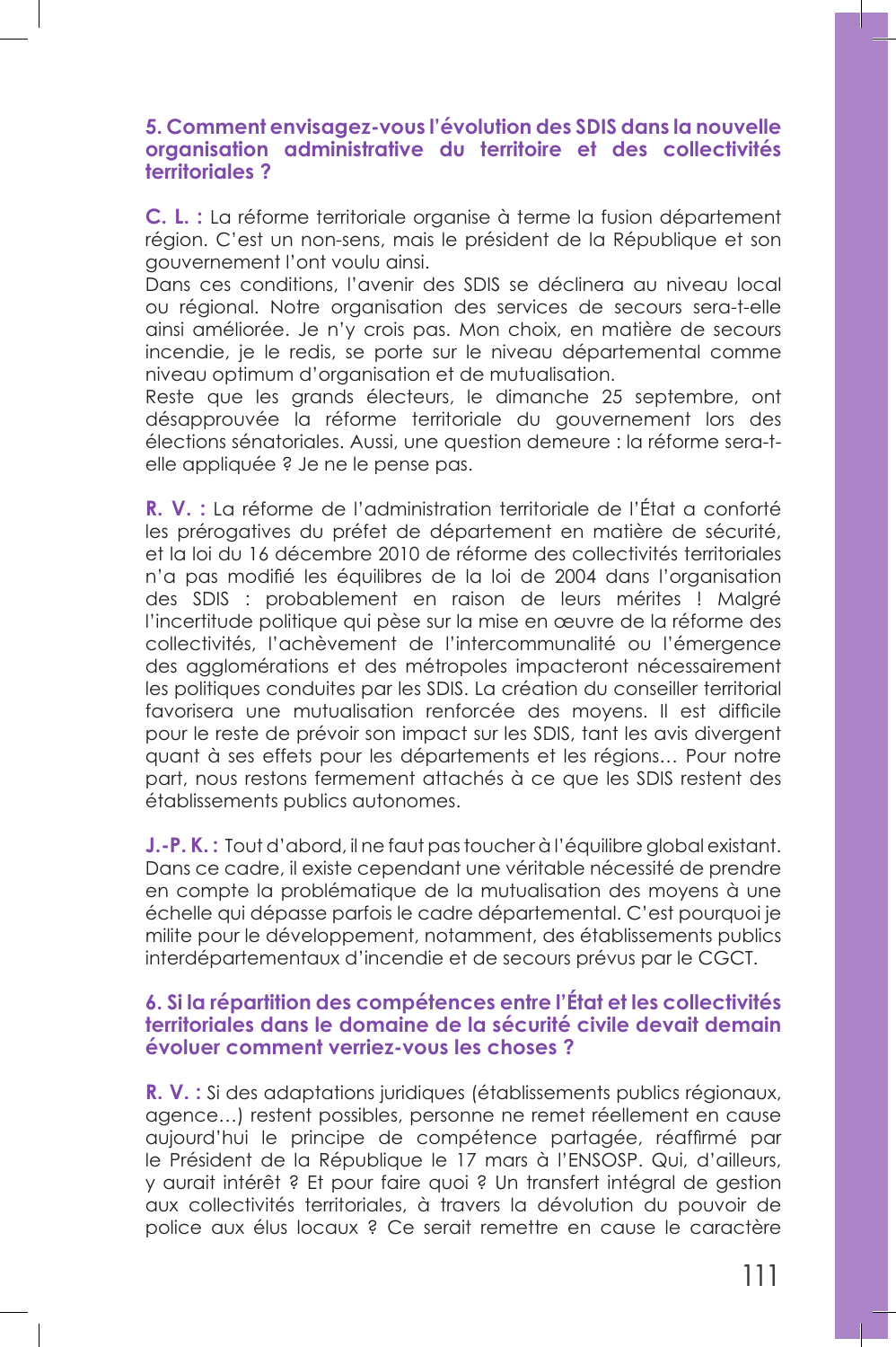### 5. Comment envisagez-vous l'évolution des SDIS dans la nouvelle organisation administrative du territoire et des collectivités territoriales ?

**C. L. :** La réforme territoriale organise à terme la fusion département région. C'est un non-sens, mais le président de la République et son gouvernement l'ont voulu ainsi.

Dans ces conditions, l'avenir des SDIS se déclinera au niveau local ou régional. Notre organisation des services de secours sera-t-elle ainsi améliorée. Je n'y crois pas. Mon choix, en matière de secours incendie, je le redis, se porte sur le niveau départemental comme niveau optimum d'organisation et de mutualisation.

Reste que les grands électeurs, le dimanche 25 septembre, ont désapprouvée la réforme territoriale du gouvernement lors des élections sénatoriales. Aussi, une question demeure : la réforme sera-t-elle appliquée ? Je ne le pense pas.

**R. V. :** La réforme de l'administration territoriale de l'État a conforté les prérogatives du préfet de département en matière de sécurité, et la loi du 16 décembre 2010 de réforme des collectivités territoriales n'a pas modifié les équilibres de la loi de 2004 dans l'organisation des SDIS : probablement en raison de leurs mérites ! Malgré l'incertitude politique qui pèse sur la mise en œuvre de la réforme des collectivités, l'achèvement de l'intercommunalité ou l'émergence des agglomérations et des métropoles impacteront nécessairement les politiques conduites par les SDIS. La création du conseiller territorial favorisera une mutualisation renforcée des moyens. Il est difficile pour le reste de prévoir son impact sur les SDIS, tant les avis divergent quant à ses effets pour les départements et les régions… Pour notre part, nous restons fermement attachés à ce que les SDIS restent des établissements publics autonomes.

**J.-P. K. :** Tout d'abord, il ne faut pas toucher à l'équilibre global existant. Dans ce cadre, il existe cependant une véritable nécessité de prendre en compte la problématique de la mutualisation des moyens à une échelle qui dépasse parfois le cadre départemental. C'est pourquoi je milite pour le développement, notamment, des établissements publics interdépartementaux d'incendie et de secours prévus par le CGCT.

### 6. Si la répartition des compétences entre l'État et les collectivités territoriales dans le domaine de la sécurité civile devait demain évoluer comment verriez-vous les choses ?

**R. V. :** Si des adaptations juridiques (établissements publics régionaux, agence…) restent possibles, personne ne remet réellement en cause aujourd'hui le principe de compétence partagée, réaffirmé par le Président de la République le 17 mars à l'ENSOSP. Qui, d'ailleurs, y aurait intérêt ? Et pour faire quoi ? Un transfert intégral de gestion aux collectivités territoriales, à travers la dévolution du pouvoir de police aux élus locaux ? Ce serait remettre en cause le caractère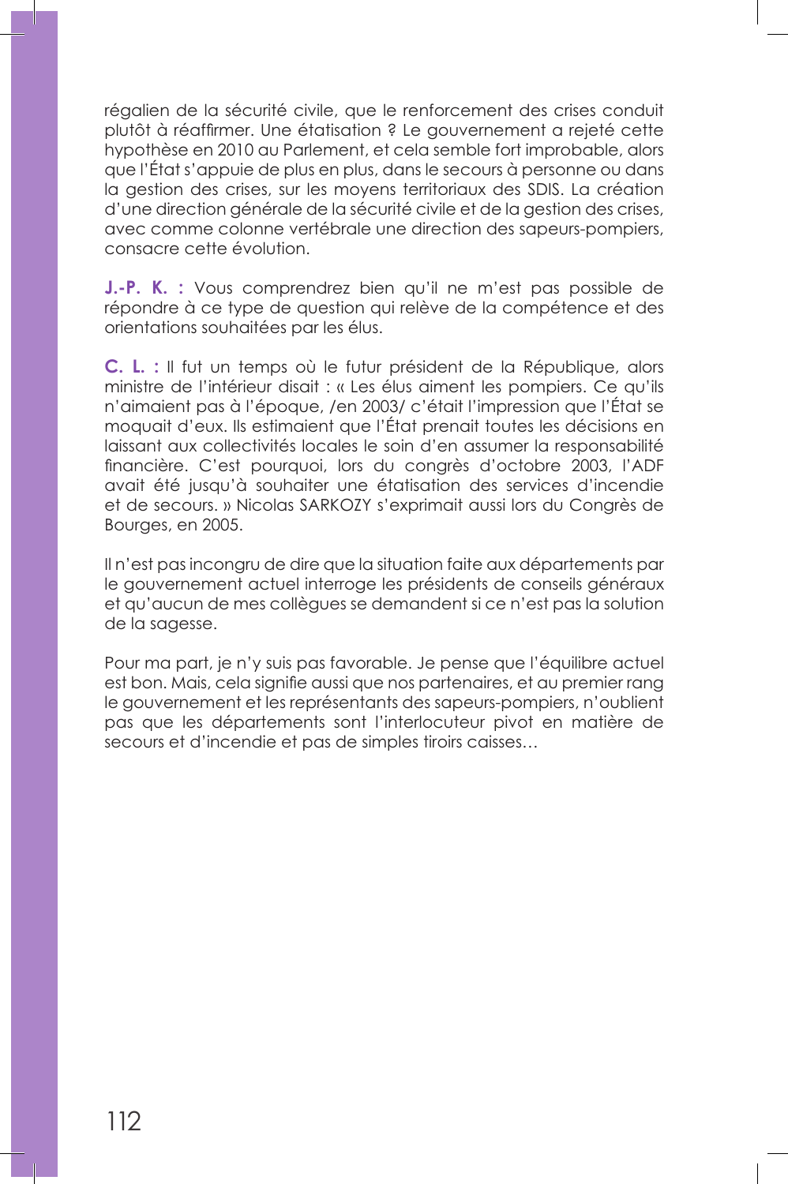régalien de la sécurité civile, que le renforcement des crises conduit plutôt à réaffirmer. Une étatisation ? Le gouvernement a rejeté cette hypothèse en 2010 au Parlement, et cela semble fort improbable, alors que l'État s'appuie de plus en plus, dans le secours à personne ou dans la gestion des crises, sur les moyens territoriaux des SDIS. La création d'une direction générale de la sécurité civile et de la gestion des crises, avec comme colonne vertébrale une direction des sapeurs-pompiers, consacre cette évolution.

**J.-P. K. :** Vous comprendrez bien qu'il ne m'est pas possible de répondre à ce type de question qui relève de la compétence et des orientations souhaitées par les élus.

**C. L. :** Il fut un temps où le futur président de la République, alors ministre de l'intérieur disait : « Les élus aiment les pompiers. Ce qu'ils n'aimaient pas à l'époque, /en 2003/ c'était l'impression que l'État se moquait d'eux. Ils estimaient que l'État prenait toutes les décisions en laissant aux collectivités locales le soin d'en assumer la responsabilité financière. C'est pourquoi, lors du congrès d'octobre 2003, l'ADF avait été jusqu'à souhaiter une étatisation des services d'incendie et de secours. » Nicolas SARKOZY s'exprimait aussi lors du Congrès de Bourges, en 2005.

Il n'est pas incongru de dire que la situation faite aux départements par le gouvernement actuel interroge les présidents de conseils généraux et qu'aucun de mes collègues se demandent si ce n'est pas la solution de la sagesse.

Pour ma part, je n'y suis pas favorable. Je pense que l'équilibre actuel est bon. Mais, cela signifie aussi que nos partenaires, et au premier rang le gouvernement et les représentants des sapeurs-pompiers, n'oublient pas que les départements sont l'interlocuteur pivot en matière de secours et d'incendie et pas de simples tiroirs caisses…